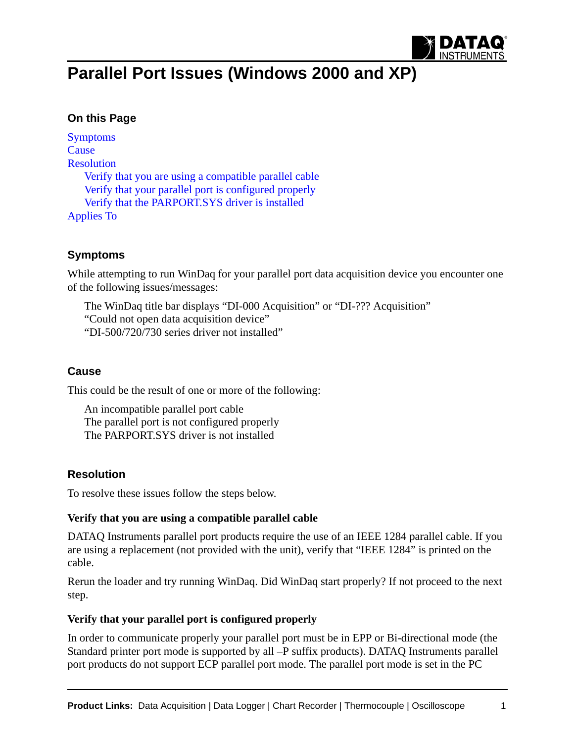# Parallel Port Issues (Windows 2000 and XP)

### On this Page

Symptoms
Cause
Resolution
    Verify that you are using a compatible parallel cable
    Verify that your parallel port is configured properly
    Verify that the PARPORT.SYS driver is installed
Applies To

### Symptoms

While attempting to run WinDaq for your parallel port data acquisition device you encounter one of the following issues/messages:

The WinDaq title bar displays “DI-000 Acquisition” or “DI-??? Acquisition”
“Could not open data acquisition device”
“DI-500/720/730 series driver not installed”

### Cause

This could be the result of one or more of the following:

An incompatible parallel port cable
The parallel port is not configured properly
The PARPORT.SYS driver is not installed

### Resolution

To resolve these issues follow the steps below.

#### Verify that you are using a compatible parallel cable

DATAQ Instruments parallel port products require the use of an IEEE 1284 parallel cable. If you are using a replacement (not provided with the unit), verify that “IEEE 1284” is printed on the cable.

Rerun the loader and try running WinDaq. Did WinDaq start properly? If not proceed to the next step.

#### Verify that your parallel port is configured properly

In order to communicate properly your parallel port must be in EPP or Bi-directional mode (the Standard printer port mode is supported by all –P suffix products). DATAQ Instruments parallel port products do not support ECP parallel port mode. The parallel port mode is set in the PC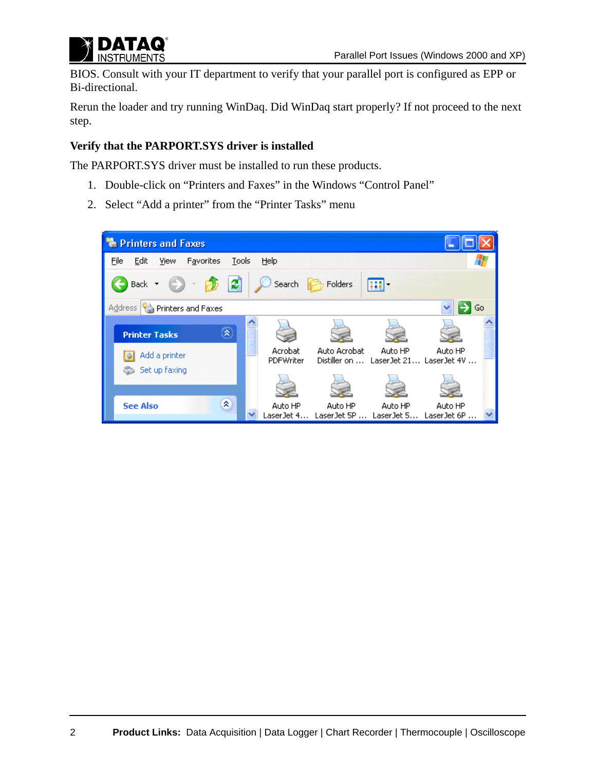BIOS. Consult with your IT department to verify that your parallel port is configured as EPP or Bi-directional.

Rerun the loader and try running WinDaq. Did WinDaq start properly? If not proceed to the next step.

### Verify that the PARPORT.SYS driver is installed

The PARPORT.SYS driver must be installed to run these products.

1. Double-click on "Printers and Faxes" in the Windows "Control Panel"
2. Select "Add a printer" from the "Printer Tasks" menu

**Product Links:** Data Acquisition | Data Logger | Chart Recorder | Thermocouple | Oscilloscope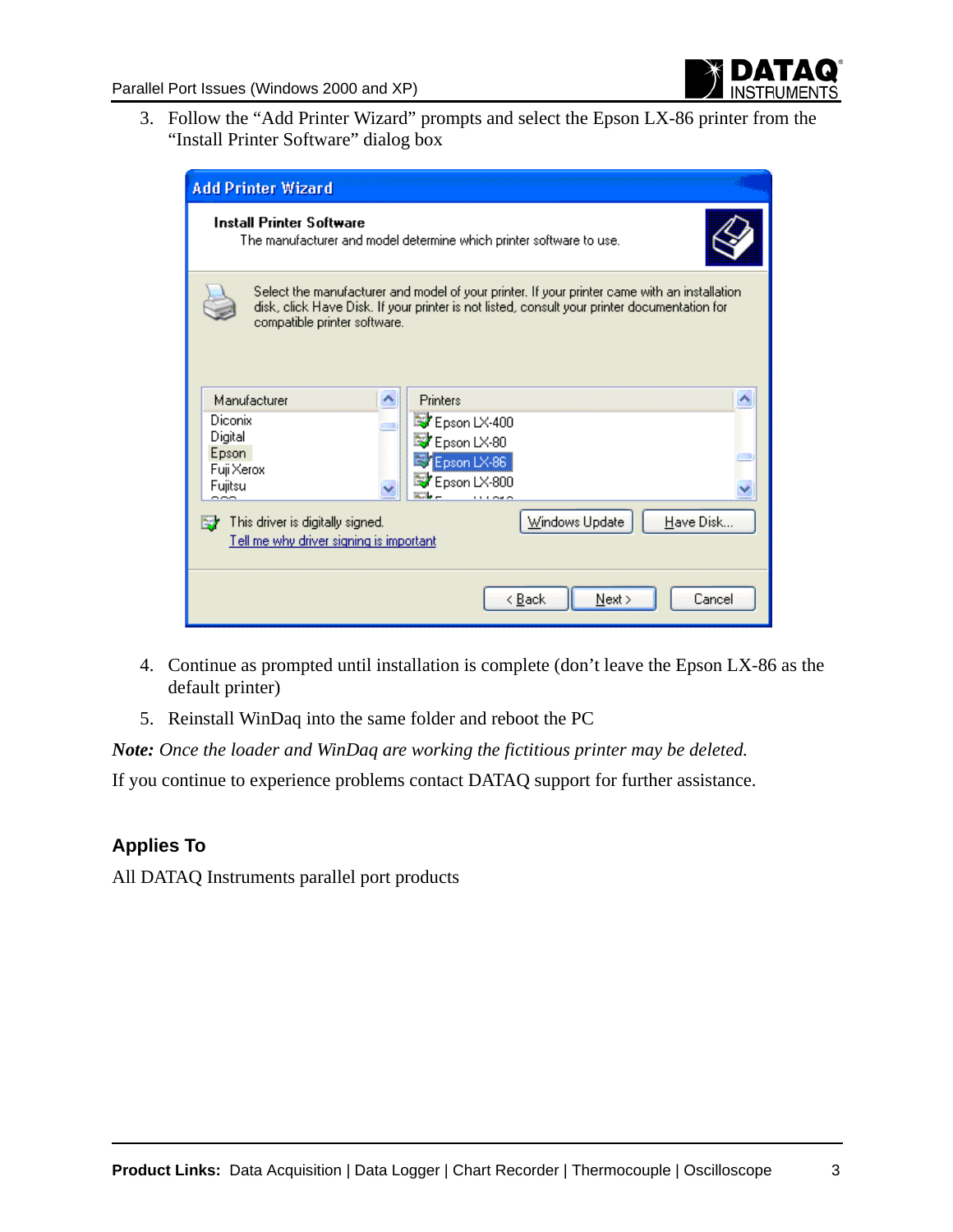3. Follow the “Add Printer Wizard” prompts and select the Epson LX-86 printer from the “Install Printer Software” dialog box

4. Continue as prompted until installation is complete (don’t leave the Epson LX-86 as the default printer)
5. Reinstall WinDaq into the same folder and reboot the PC

***Note:*** *Once the loader and WinDaq are working the fictitious printer may be deleted.*

If you continue to experience problems contact DATAQ support for further assistance.

## Applies To

All DATAQ Instruments parallel port products

**Product Links:** Data Acquisition | Data Logger | Chart Recorder | Thermocouple | Oscilloscope